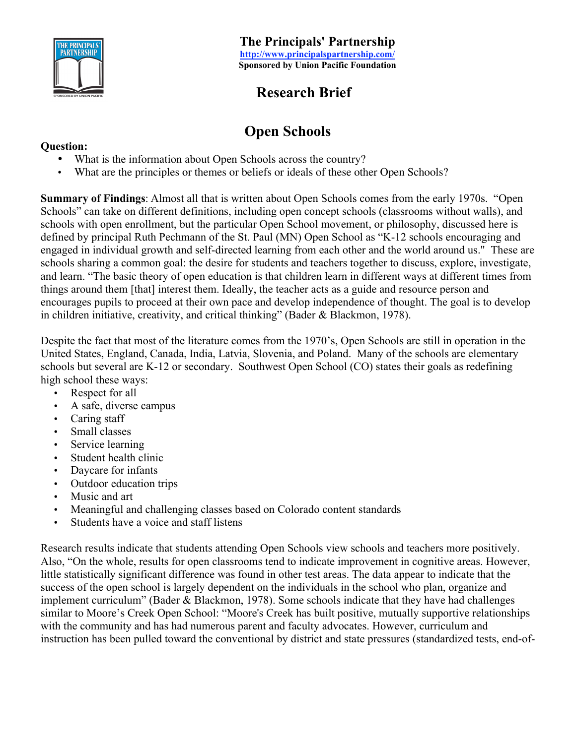# The Principals' Partnership

http://www.principalspartnership.com/

**Sponsored by Union Pacific Foundation**

## Research Brief

## Open Schools

**Question:**

- What is the information about Open Schools across the country?
- What are the principles or themes or beliefs or ideals of these other Open Schools?

**Summary of Findings**: Almost all that is written about Open Schools comes from the early 1970s. "Open Schools" can take on different definitions, including open concept schools (classrooms without walls), and schools with open enrollment, but the particular Open School movement, or philosophy, discussed here is defined by principal Ruth Pechmann of the St. Paul (MN) Open School as "K-12 schools encouraging and engaged in individual growth and self-directed learning from each other and the world around us." These are schools sharing a common goal: the desire for students and teachers together to discuss, explore, investigate, and learn. "The basic theory of open education is that children learn in different ways at different times from things around them [that] interest them. Ideally, the teacher acts as a guide and resource person and encourages pupils to proceed at their own pace and develop independence of thought. The goal is to develop in children initiative, creativity, and critical thinking" (Bader & Blackmon, 1978).

Despite the fact that most of the literature comes from the 1970's, Open Schools are still in operation in the United States, England, Canada, India, Latvia, Slovenia, and Poland. Many of the schools are elementary schools but several are K-12 or secondary. Southwest Open School (CO) states their goals as redefining high school these ways:

- Respect for all
- A safe, diverse campus
- Caring staff
- Small classes
- Service learning
- Student health clinic
- Daycare for infants
- Outdoor education trips
- Music and art
- Meaningful and challenging classes based on Colorado content standards
- Students have a voice and staff listens

Research results indicate that students attending Open Schools view schools and teachers more positively. Also, "On the whole, results for open classrooms tend to indicate improvement in cognitive areas. However, little statistically significant difference was found in other test areas. The data appear to indicate that the success of the open school is largely dependent on the individuals in the school who plan, organize and implement curriculum" (Bader & Blackmon, 1978). Some schools indicate that they have had challenges similar to Moore's Creek Open School: "Moore's Creek has built positive, mutually supportive relationships with the community and has had numerous parent and faculty advocates. However, curriculum and instruction has been pulled toward the conventional by district and state pressures (standardized tests, end-of-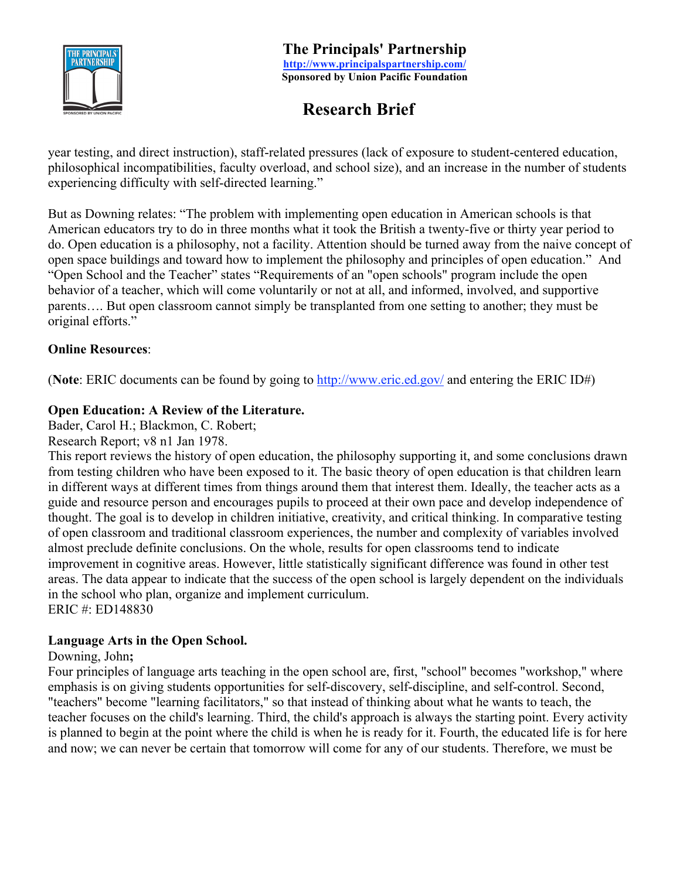year testing, and direct instruction), staff-related pressures (lack of exposure to student-centered education, philosophical incompatibilities, faculty overload, and school size), and an increase in the number of students experiencing difficulty with self-directed learning."

But as Downing relates: "The problem with implementing open education in American schools is that American educators try to do in three months what it took the British a twenty-five or thirty year period to do. Open education is a philosophy, not a facility. Attention should be turned away from the naive concept of open space buildings and toward how to implement the philosophy and principles of open education." And "Open School and the Teacher" states "Requirements of an "open schools" program include the open behavior of a teacher, which will come voluntarily or not at all, and informed, involved, and supportive parents…. But open classroom cannot simply be transplanted from one setting to another; they must be original efforts."

**Online Resources**:

(**Note**: ERIC documents can be found by going to http://www.eric.ed.gov/ and entering the ERIC ID#)

**Open Education: A Review of the Literature.**
Bader, Carol H.; Blackmon, C. Robert;
Research Report; v8 n1 Jan 1978.
This report reviews the history of open education, the philosophy supporting it, and some conclusions drawn from testing children who have been exposed to it. The basic theory of open education is that children learn in different ways at different times from things around them that interest them. Ideally, the teacher acts as a guide and resource person and encourages pupils to proceed at their own pace and develop independence of thought. The goal is to develop in children initiative, creativity, and critical thinking. In comparative testing of open classroom and traditional classroom experiences, the number and complexity of variables involved almost preclude definite conclusions. On the whole, results for open classrooms tend to indicate improvement in cognitive areas. However, little statistically significant difference was found in other test areas. The data appear to indicate that the success of the open school is largely dependent on the individuals in the school who plan, organize and implement curriculum.
ERIC #: ED148830

**Language Arts in the Open School.**
Downing, John**;**
Four principles of language arts teaching in the open school are, first, "school" becomes "workshop," where emphasis is on giving students opportunities for self-discovery, self-discipline, and self-control. Second, "teachers" become "learning facilitators," so that instead of thinking about what he wants to teach, the teacher focuses on the child's learning. Third, the child's approach is always the starting point. Every activity is planned to begin at the point where the child is when he is ready for it. Fourth, the educated life is for here and now; we can never be certain that tomorrow will come for any of our students. Therefore, we must be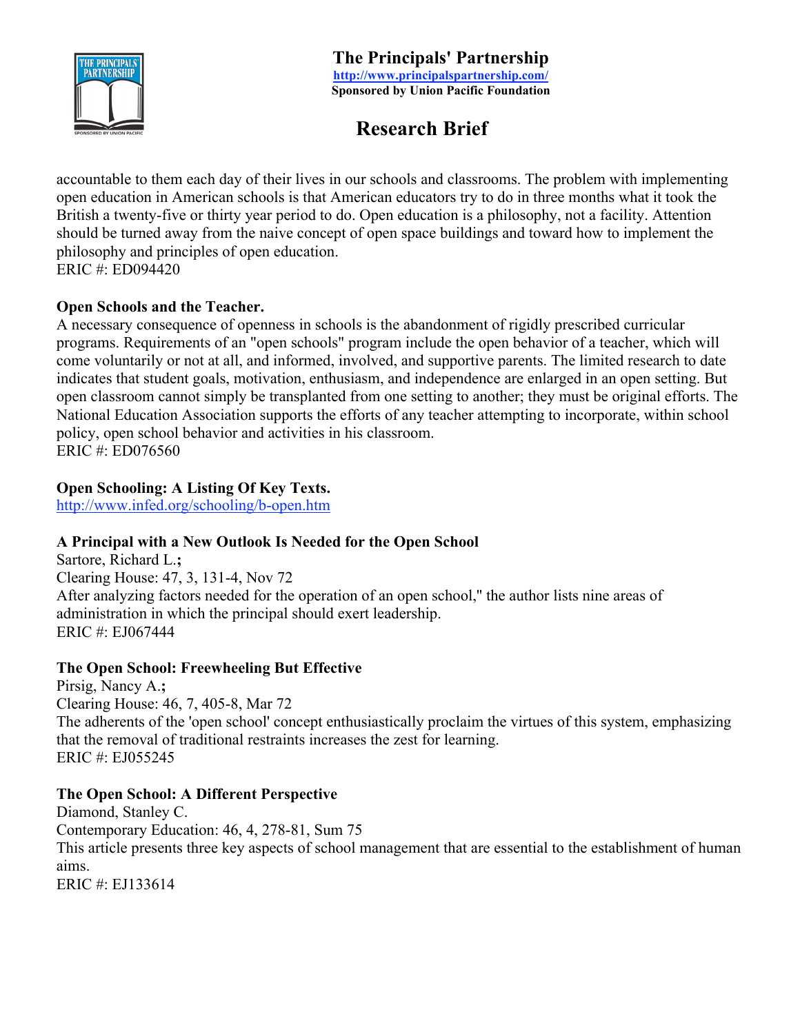accountable to them each day of their lives in our schools and classrooms. The problem with implementing open education in American schools is that American educators try to do in three months what it took the British a twenty-five or thirty year period to do. Open education is a philosophy, not a facility. Attention should be turned away from the naive concept of open space buildings and toward how to implement the philosophy and principles of open education.
ERIC #: ED094420

**Open Schools and the Teacher.**
A necessary consequence of openness in schools is the abandonment of rigidly prescribed curricular programs. Requirements of an "open schools" program include the open behavior of a teacher, which will come voluntarily or not at all, and informed, involved, and supportive parents. The limited research to date indicates that student goals, motivation, enthusiasm, and independence are enlarged in an open setting. But open classroom cannot simply be transplanted from one setting to another; they must be original efforts. The National Education Association supports the efforts of any teacher attempting to incorporate, within school policy, open school behavior and activities in his classroom.
ERIC #: ED076560

**Open Schooling: A Listing Of Key Texts.**
http://www.infed.org/schooling/b-open.htm

**A Principal with a New Outlook Is Needed for the Open School**
Sartore, Richard L.**;**
Clearing House: 47, 3, 131-4, Nov 72
After analyzing factors needed for the operation of an open school," the author lists nine areas of administration in which the principal should exert leadership.
ERIC #: EJ067444

**The Open School: Freewheeling But Effective**
Pirsig, Nancy A.**;**
Clearing House: 46, 7, 405-8, Mar 72
The adherents of the 'open school' concept enthusiastically proclaim the virtues of this system, emphasizing that the removal of traditional restraints increases the zest for learning.
ERIC #: EJ055245

**The Open School: A Different Perspective**
Diamond, Stanley C.
Contemporary Education: 46, 4, 278-81, Sum 75
This article presents three key aspects of school management that are essential to the establishment of human aims.
ERIC #: EJ133614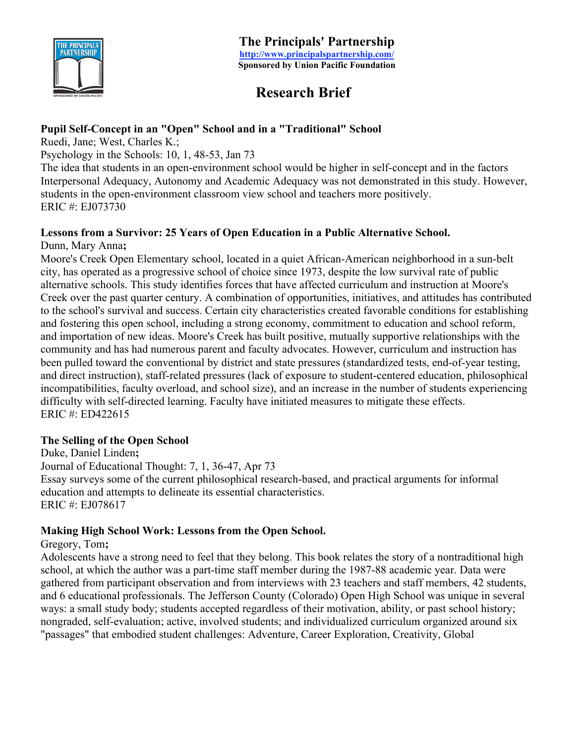# The Principals' Partnership

http://www.principalspartnership.com/

**Sponsored by Union Pacific Foundation**

## Research Brief

**Pupil Self-Concept in an "Open" School and in a "Traditional" School**
Ruedi, Jane; West, Charles K.;
Psychology in the Schools: 10, 1, 48-53, Jan 73
The idea that students in an open-environment school would be higher in self-concept and in the factors Interpersonal Adequacy, Autonomy and Academic Adequacy was not demonstrated in this study. However, students in the open-environment classroom view school and teachers more positively.
ERIC #: EJ073730

**Lessons from a Survivor: 25 Years of Open Education in a Public Alternative School.**
Dunn, Mary Anna**;**
Moore's Creek Open Elementary school, located in a quiet African-American neighborhood in a sun-belt city, has operated as a progressive school of choice since 1973, despite the low survival rate of public alternative schools. This study identifies forces that have affected curriculum and instruction at Moore's Creek over the past quarter century. A combination of opportunities, initiatives, and attitudes has contributed to the school's survival and success. Certain city characteristics created favorable conditions for establishing and fostering this open school, including a strong economy, commitment to education and school reform, and importation of new ideas. Moore's Creek has built positive, mutually supportive relationships with the community and has had numerous parent and faculty advocates. However, curriculum and instruction has been pulled toward the conventional by district and state pressures (standardized tests, end-of-year testing, and direct instruction), staff-related pressures (lack of exposure to student-centered education, philosophical incompatibilities, faculty overload, and school size), and an increase in the number of students experiencing difficulty with self-directed learning. Faculty have initiated measures to mitigate these effects.
ERIC #: ED422615

**The Selling of the Open School**
Duke, Daniel Linden**;**
Journal of Educational Thought: 7, 1, 36-47, Apr 73
Essay surveys some of the current philosophical research-based, and practical arguments for informal education and attempts to delineate its essential characteristics.
ERIC #: EJ078617

**Making High School Work: Lessons from the Open School.**
Gregory, Tom**;**
Adolescents have a strong need to feel that they belong. This book relates the story of a nontraditional high school, at which the author was a part-time staff member during the 1987-88 academic year. Data were gathered from participant observation and from interviews with 23 teachers and staff members, 42 students, and 6 educational professionals. The Jefferson County (Colorado) Open High School was unique in several ways: a small study body; students accepted regardless of their motivation, ability, or past school history; nongraded, self-evaluation; active, involved students; and individualized curriculum organized around six "passages" that embodied student challenges: Adventure, Career Exploration, Creativity, Global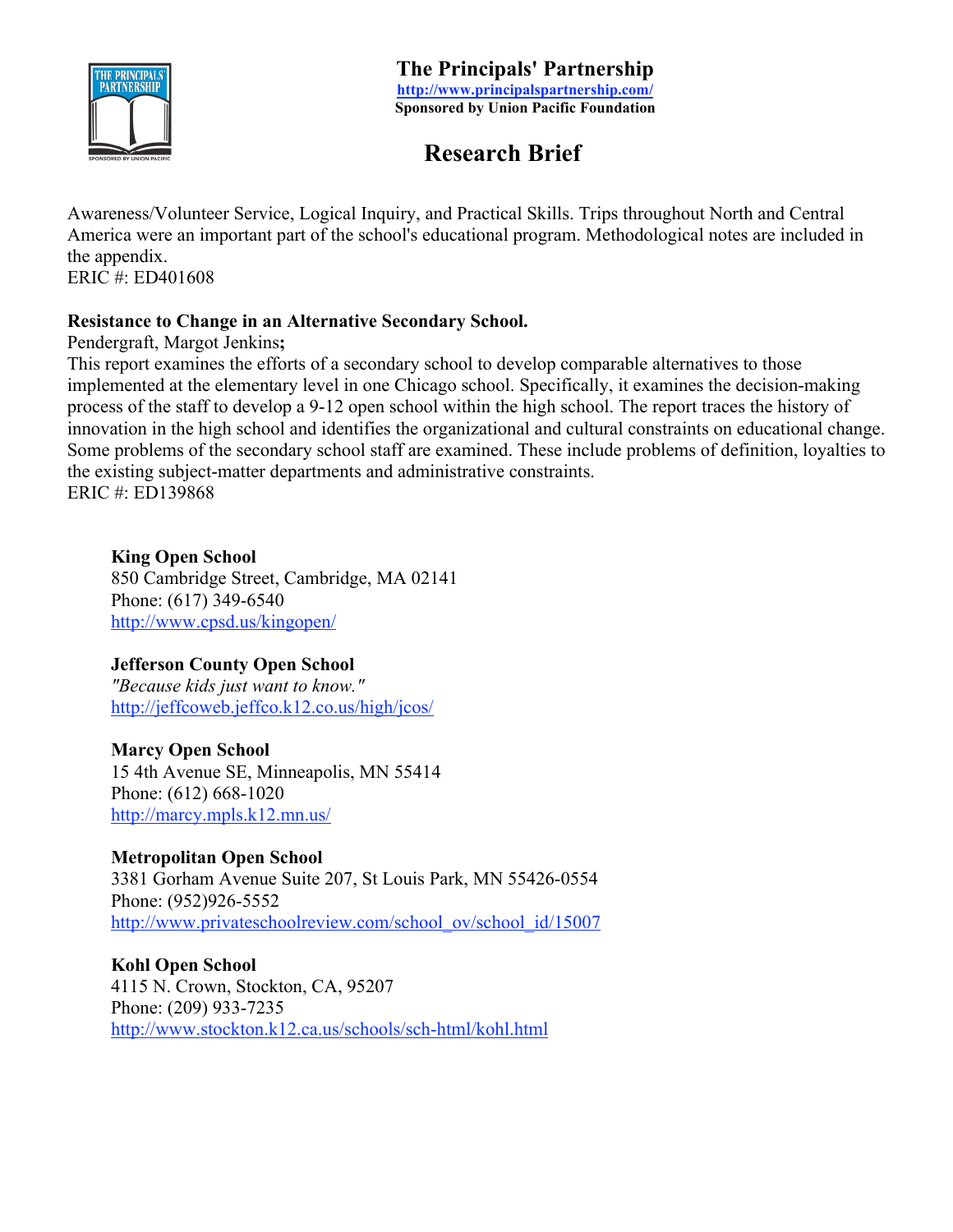Awareness/Volunteer Service, Logical Inquiry, and Practical Skills. Trips throughout North and Central America were an important part of the school's educational program. Methodological notes are included in the appendix.
ERIC #: ED401608

**Resistance to Change in an Alternative Secondary School.**
Pendergraft, Margot Jenkins**;**
This report examines the efforts of a secondary school to develop comparable alternatives to those implemented at the elementary level in one Chicago school. Specifically, it examines the decision-making process of the staff to develop a 9-12 open school within the high school. The report traces the history of innovation in the high school and identifies the organizational and cultural constraints on educational change. Some problems of the secondary school staff are examined. These include problems of definition, loyalties to the existing subject-matter departments and administrative constraints.
ERIC #: ED139868

**King Open School**
850 Cambridge Street, Cambridge, MA 02141
Phone: (617) 349-6540
http://www.cpsd.us/kingopen/

**Jefferson County Open School**
*"Because kids just want to know."*
http://jeffcoweb.jeffco.k12.co.us/high/jcos/

**Marcy Open School**
15 4th Avenue SE, Minneapolis, MN 55414
Phone: (612) 668-1020
http://marcy.mpls.k12.mn.us/

**Metropolitan Open School**
3381 Gorham Avenue Suite 207, St Louis Park, MN 55426-0554
Phone: (952)926-5552
http://www.privateschoolreview.com/school_ov/school_id/15007

**Kohl Open School**
4115 N. Crown, Stockton, CA, 95207
Phone: (209) 933-7235
http://www.stockton.k12.ca.us/schools/sch-html/kohl.html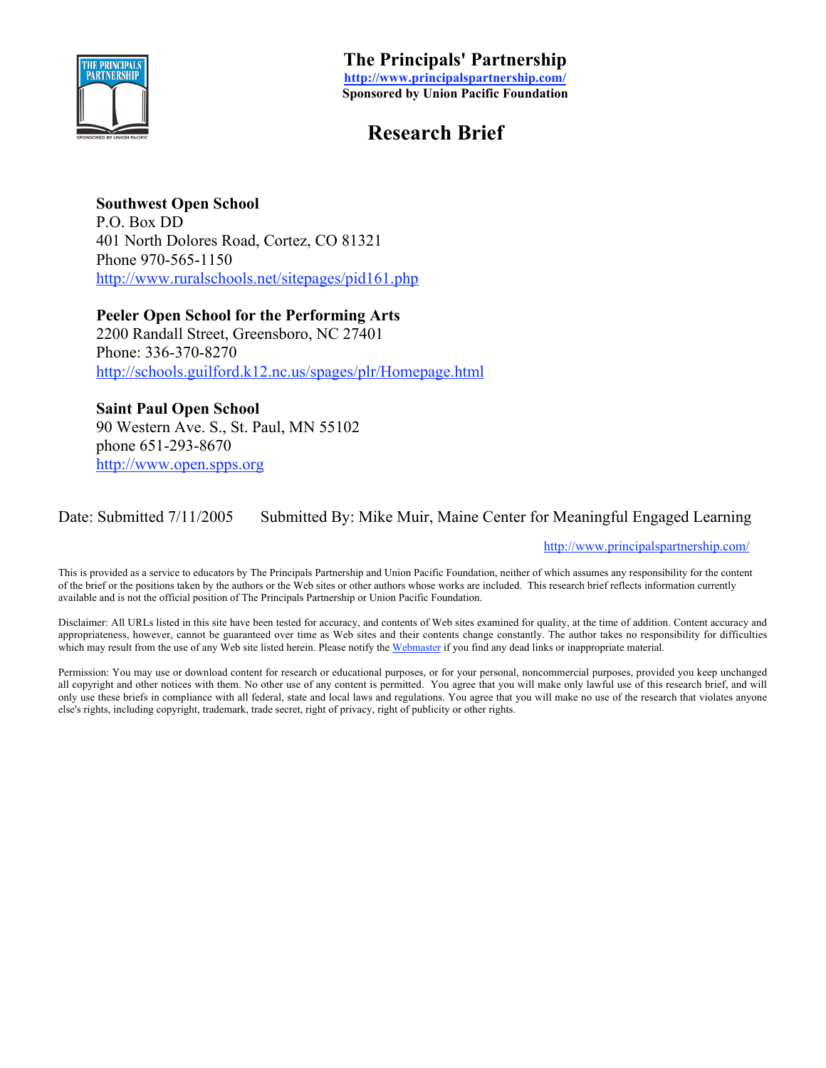**The Principals' Partnership**
**http://www.principalspartnership.com/**
**Sponsored by Union Pacific Foundation**

# Research Brief

**Southwest Open School**
P.O. Box DD
401 North Dolores Road, Cortez, CO 81321
Phone 970-565-1150
http://www.ruralschools.net/sitepages/pid161.php

**Peeler Open School for the Performing Arts**
2200 Randall Street, Greensboro, NC 27401
Phone: 336-370-8270
http://schools.guilford.k12.nc.us/spages/plr/Homepage.html

**Saint Paul Open School**
90 Western Ave. S., St. Paul, MN 55102
phone 651-293-8670
http://www.open.spps.org

Date: Submitted 7/11/2005     Submitted By: Mike Muir, Maine Center for Meaningful Engaged Learning

http://www.principalspartnership.com/

This is provided as a service to educators by The Principals Partnership and Union Pacific Foundation, neither of which assumes any responsibility for the content of the brief or the positions taken by the authors or the Web sites or other authors whose works are included. This research brief reflects information currently available and is not the official position of The Principals Partnership or Union Pacific Foundation.

Disclaimer: All URLs listed in this site have been tested for accuracy, and contents of Web sites examined for quality, at the time of addition. Content accuracy and appropriateness, however, cannot be guaranteed over time as Web sites and their contents change constantly. The author takes no responsibility for difficulties which may result from the use of any Web site listed herein. Please notify the Webmaster if you find any dead links or inappropriate material.

Permission: You may use or download content for research or educational purposes, or for your personal, noncommercial purposes, provided you keep unchanged all copyright and other notices with them. No other use of any content is permitted. You agree that you will make only lawful use of this research brief, and will only use these briefs in compliance with all federal, state and local laws and regulations. You agree that you will make no use of the research that violates anyone else's rights, including copyright, trademark, trade secret, right of privacy, right of publicity or other rights.